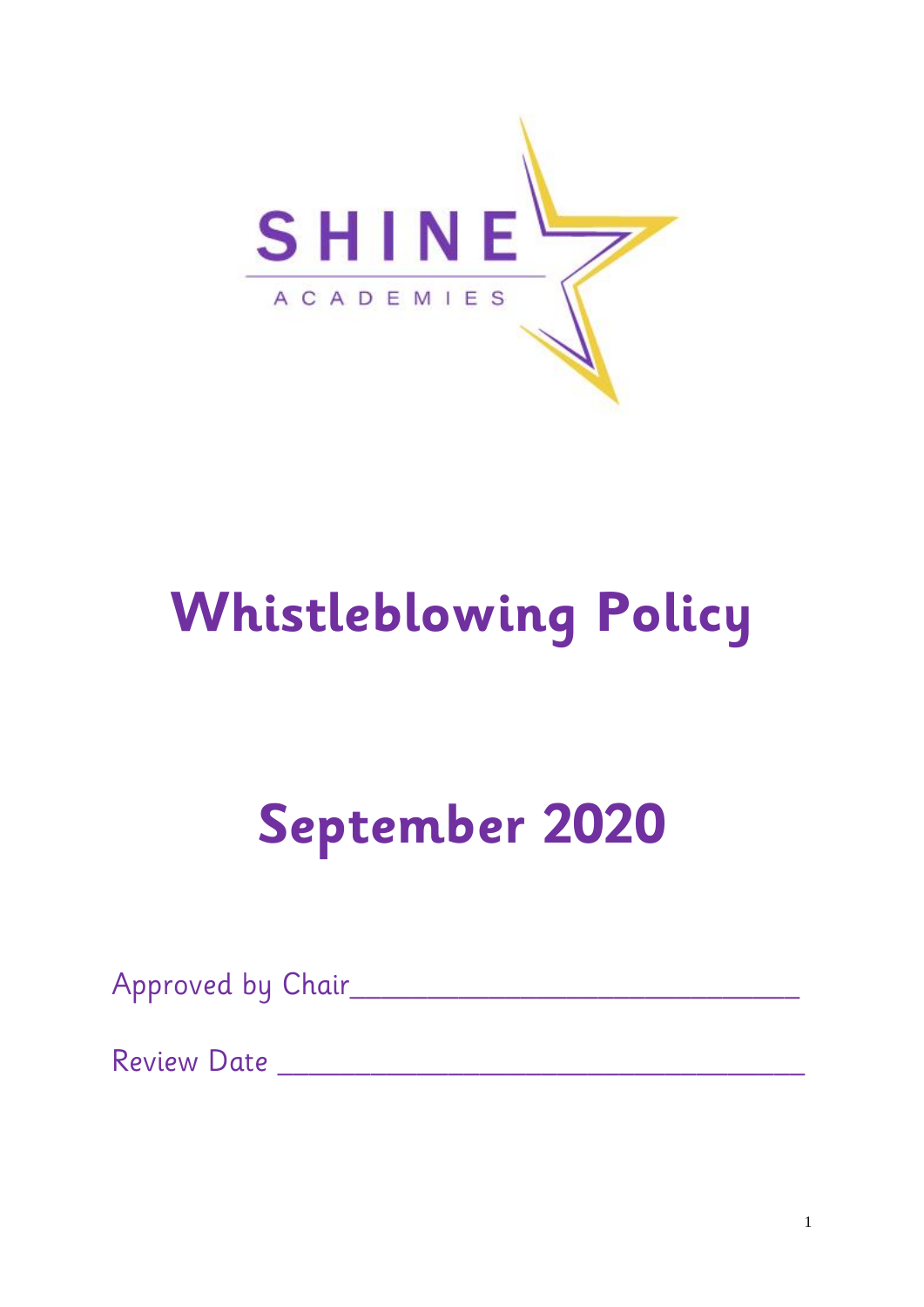SHINE

ACADEMIES

# Whistleblowing Policy

# September 2020

Approved by Chair______________________________

Review Date ___________________________________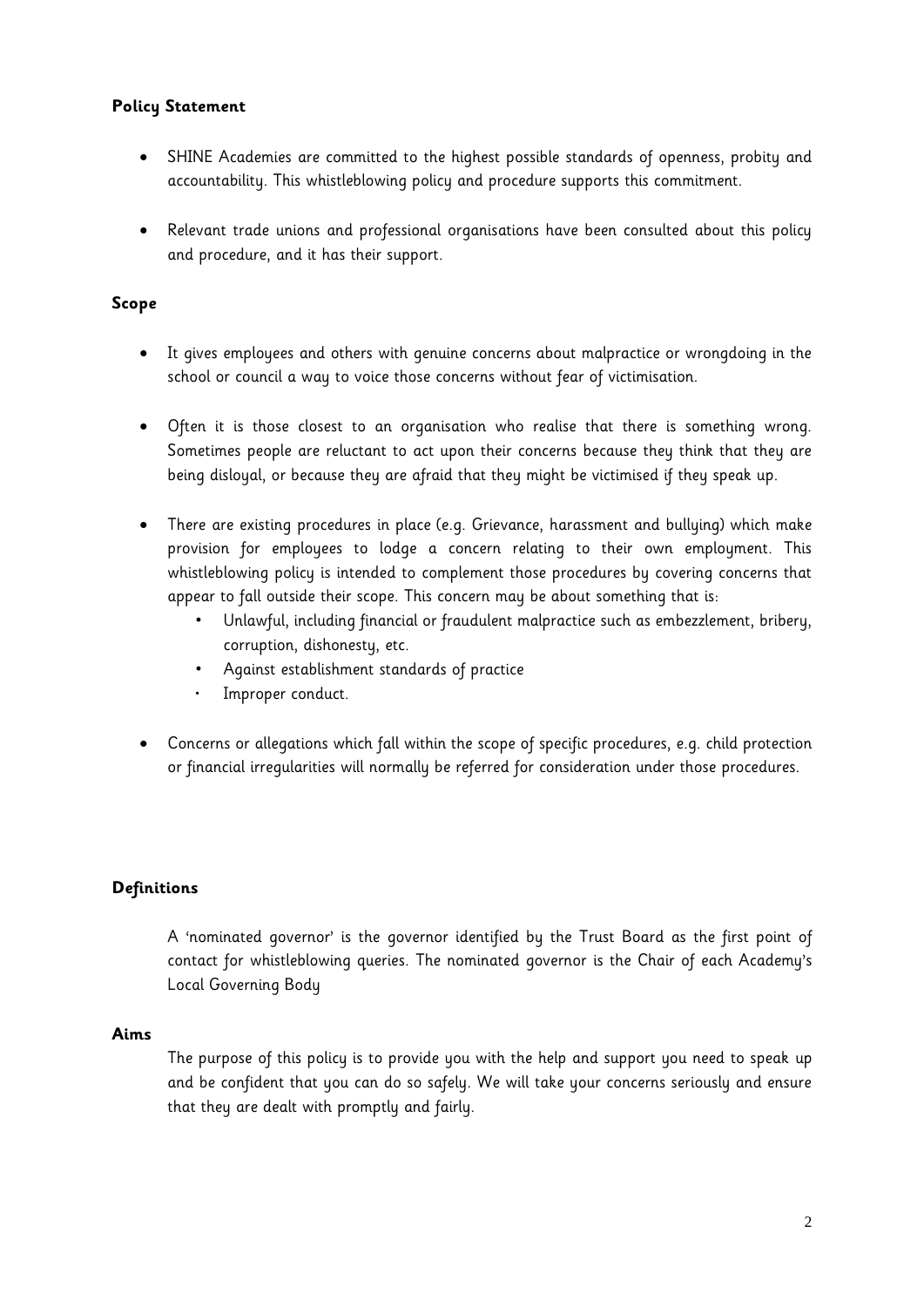**Policy Statement**

- SHINE Academies are committed to the highest possible standards of openness, probity and accountability. This whistleblowing policy and procedure supports this commitment.
- Relevant trade unions and professional organisations have been consulted about this policy and procedure, and it has their support.

**Scope**

- It gives employees and others with genuine concerns about malpractice or wrongdoing in the school or council a way to voice those concerns without fear of victimisation.
- Often it is those closest to an organisation who realise that there is something wrong. Sometimes people are reluctant to act upon their concerns because they think that they are being disloyal, or because they are afraid that they might be victimised if they speak up.
- There are existing procedures in place (e.g. Grievance, harassment and bullying) which make provision for employees to lodge a concern relating to their own employment. This whistleblowing policy is intended to complement those procedures by covering concerns that appear to fall outside their scope. This concern may be about something that is:
  - Unlawful, including financial or fraudulent malpractice such as embezzlement, bribery, corruption, dishonesty, etc.
  - Against establishment standards of practice
  - Improper conduct.
- Concerns or allegations which fall within the scope of specific procedures, e.g. child protection or financial irregularities will normally be referred for consideration under those procedures.

**Definitions**

A 'nominated governor' is the governor identified by the Trust Board as the first point of contact for whistleblowing queries. The nominated governor is the Chair of each Academy's Local Governing Body

**Aims**

The purpose of this policy is to provide you with the help and support you need to speak up and be confident that you can do so safely. We will take your concerns seriously and ensure that they are dealt with promptly and fairly.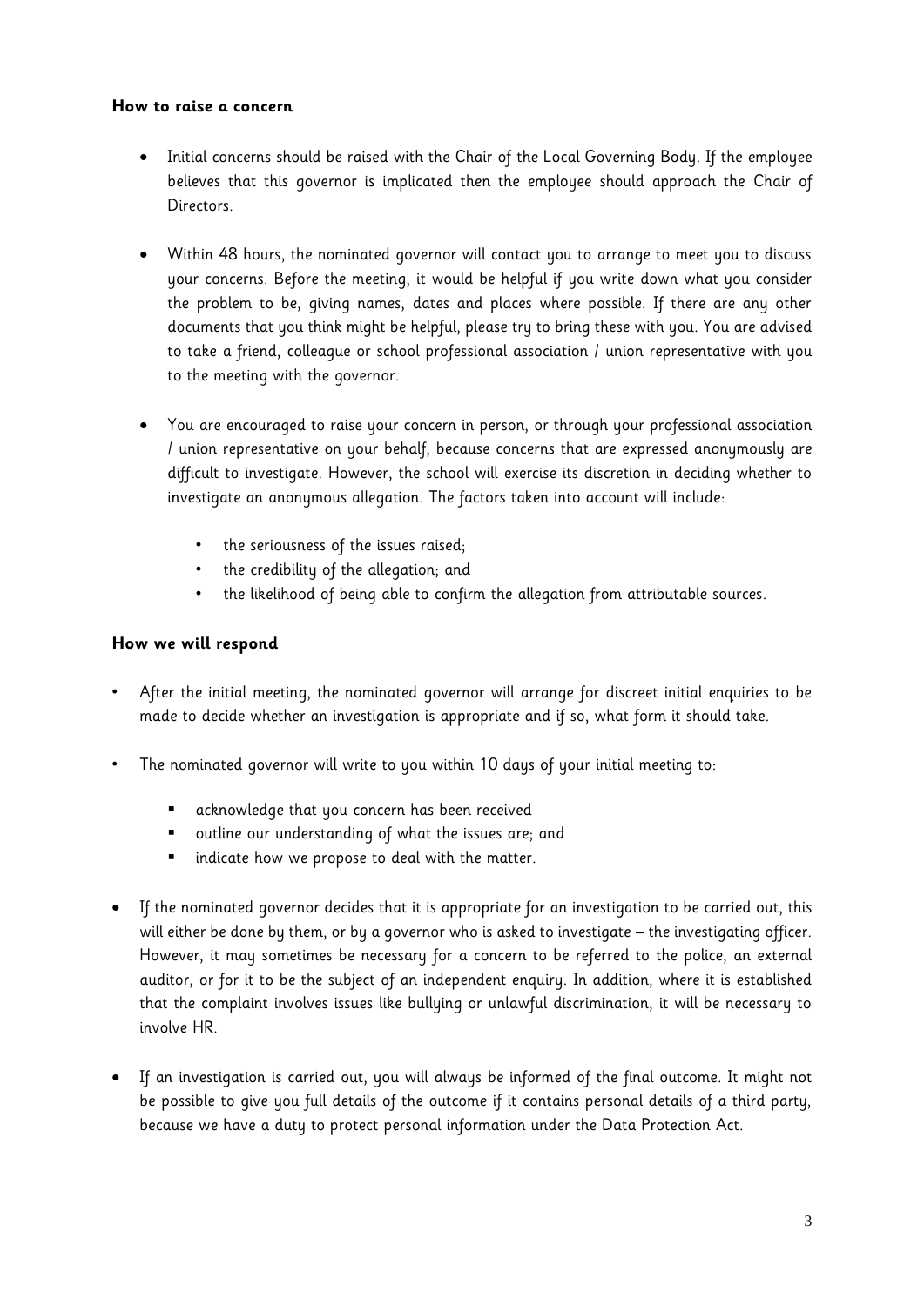**How to raise a concern**

- Initial concerns should be raised with the Chair of the Local Governing Body. If the employee believes that this governor is implicated then the employee should approach the Chair of Directors.

- Within 48 hours, the nominated governor will contact you to arrange to meet you to discuss your concerns. Before the meeting, it would be helpful if you write down what you consider the problem to be, giving names, dates and places where possible. If there are any other documents that you think might be helpful, please try to bring these with you. You are advised to take a friend, colleague or school professional association / union representative with you to the meeting with the governor.

- You are encouraged to raise your concern in person, or through your professional association / union representative on your behalf, because concerns that are expressed anonymously are difficult to investigate. However, the school will exercise its discretion in deciding whether to investigate an anonymous allegation. The factors taken into account will include:

    - the seriousness of the issues raised;
    - the credibility of the allegation; and
    - the likelihood of being able to confirm the allegation from attributable sources.

**How we will respond**

- After the initial meeting, the nominated governor will arrange for discreet initial enquiries to be made to decide whether an investigation is appropriate and if so, what form it should take.

- The nominated governor will write to you within 10 days of your initial meeting to:

    - acknowledge that you concern has been received
    - outline our understanding of what the issues are; and
    - indicate how we propose to deal with the matter.

- If the nominated governor decides that it is appropriate for an investigation to be carried out, this will either be done by them, or by a governor who is asked to investigate – the investigating officer. However, it may sometimes be necessary for a concern to be referred to the police, an external auditor, or for it to be the subject of an independent enquiry. In addition, where it is established that the complaint involves issues like bullying or unlawful discrimination, it will be necessary to involve HR.

- If an investigation is carried out, you will always be informed of the final outcome. It might not be possible to give you full details of the outcome if it contains personal details of a third party, because we have a duty to protect personal information under the Data Protection Act.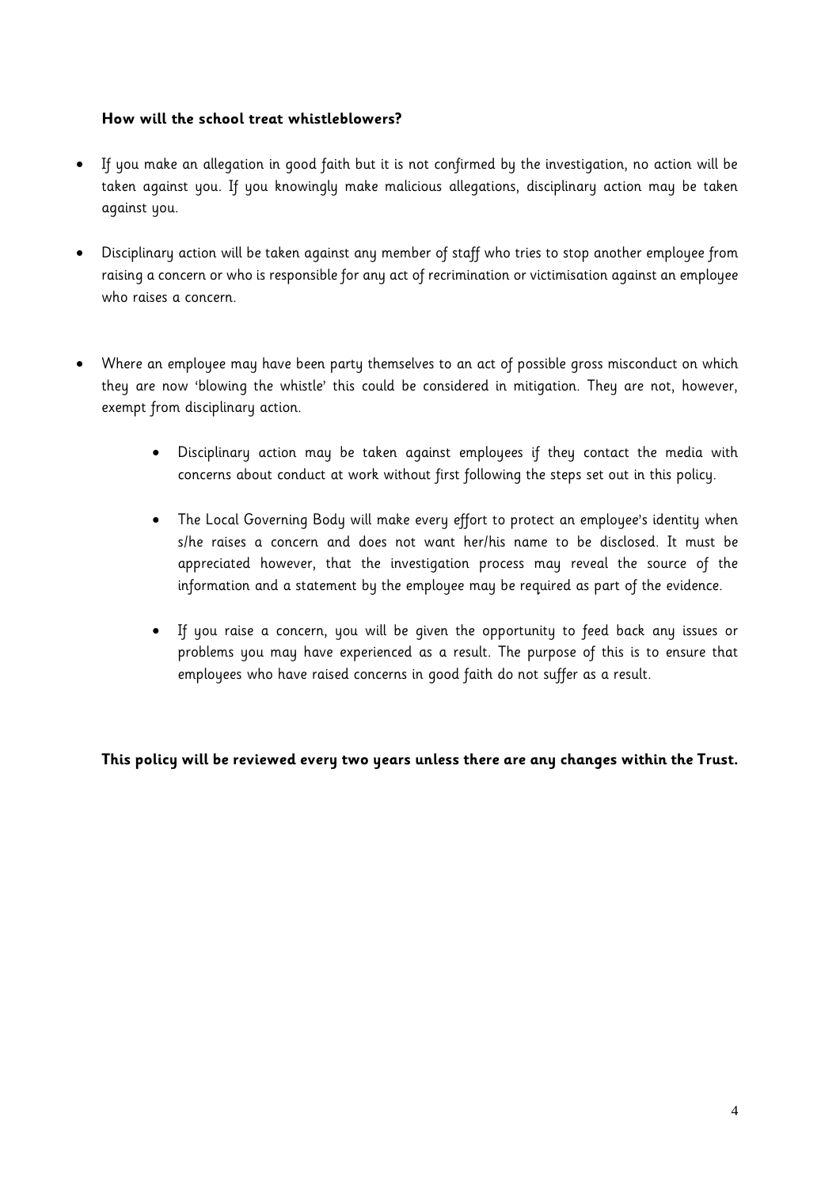**How will the school treat whistleblowers?**

- If you make an allegation in good faith but it is not confirmed by the investigation, no action will be taken against you. If you knowingly make malicious allegations, disciplinary action may be taken against you.

- Disciplinary action will be taken against any member of staff who tries to stop another employee from raising a concern or who is responsible for any act of recrimination or victimisation against an employee who raises a concern.

- Where an employee may have been party themselves to an act of possible gross misconduct on which they are now 'blowing the whistle' this could be considered in mitigation. They are not, however, exempt from disciplinary action.

    - Disciplinary action may be taken against employees if they contact the media with concerns about conduct at work without first following the steps set out in this policy.

    - The Local Governing Body will make every effort to protect an employee's identity when s/he raises a concern and does not want her/his name to be disclosed. It must be appreciated however, that the investigation process may reveal the source of the information and a statement by the employee may be required as part of the evidence.

    - If you raise a concern, you will be given the opportunity to feed back any issues or problems you may have experienced as a result. The purpose of this is to ensure that employees who have raised concerns in good faith do not suffer as a result.

**This policy will be reviewed every two years unless there are any changes within the Trust.**